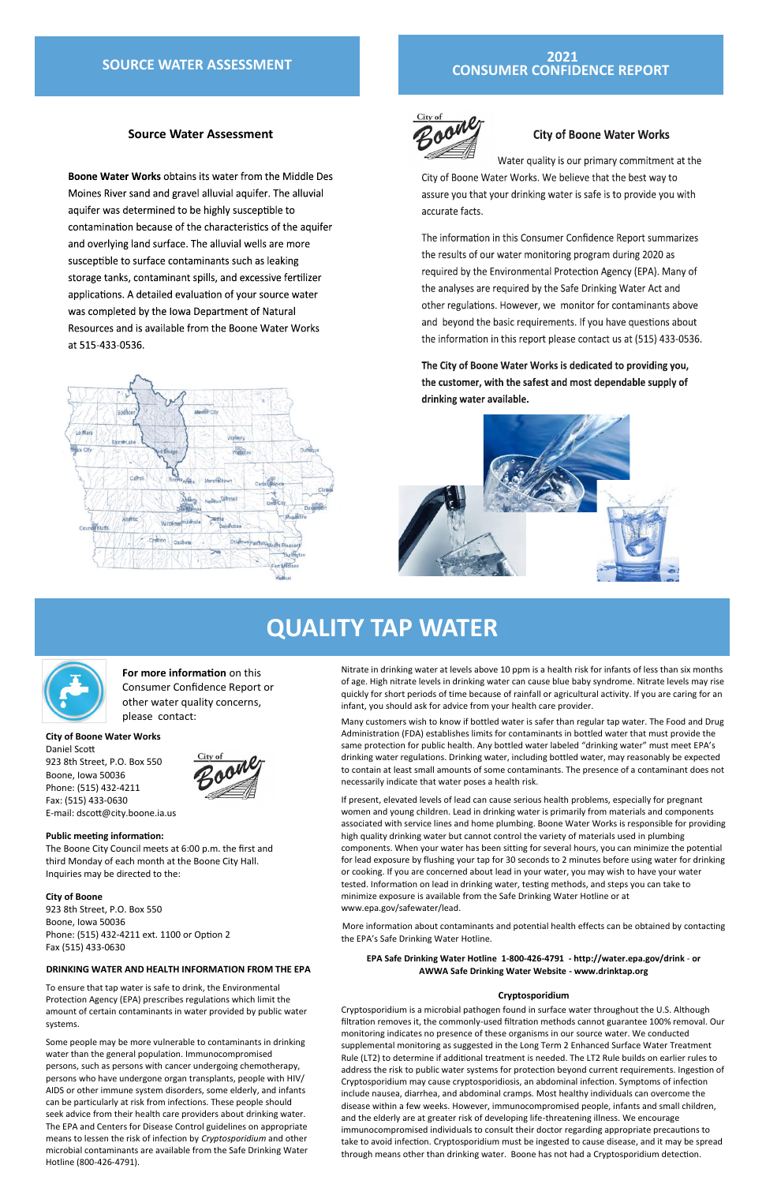## SOURCE WATER ASSESSMENT

### Source Water Assessment

**Boone Water Works** obtains its water from the Middle Des Moines River sand and gravel alluvial aquifer. The alluvial aquifer was determined to be highly susceptible to contamination because of the characteristics of the aquifer and overlying land surface. The alluvial wells are more susceptible to surface contaminants such as leaking storage tanks, contaminant spills, and excessive fertilizer applications. A detailed evaluation of your source water was completed by the Iowa Department of Natural Resources and is available from the Boone Water Works at 515-433-0536.

## 2021 CONSUMER CONFIDENCE REPORT

### City of Boone Water Works

Water quality is our primary commitment at the City of Boone Water Works. We believe that the best way to assure you that your drinking water is safe is to provide you with accurate facts.

The information in this Consumer Confidence Report summarizes the results of our water monitoring program during 2020 as required by the Environmental Protection Agency (EPA). Many of the analyses are required by the Safe Drinking Water Act and other regulations. However, we monitor for contaminants above and beyond the basic requirements. If you have questions about the information in this report please contact us at (515) 433-0536.

**The City of Boone Water Works is dedicated to providing you, the customer, with the safest and most dependable supply of drinking water available.**

# QUALITY TAP WATER

**For more information** on this Consumer Confidence Report or other water quality concerns, please contact:

**City of Boone Water Works**
Daniel Scott
923 8th Street, P.O. Box 550
Boone, Iowa 50036
Phone: (515) 432-4211
Fax: (515) 433-0630
E-mail: dscott@city.boone.ia.us

**Public meeting information:**
The Boone City Council meets at 6:00 p.m. the first and third Monday of each month at the Boone City Hall. Inquiries may be directed to the:

**City of Boone**
923 8th Street, P.O. Box 550
Boone, Iowa 50036
Phone: (515) 432-4211 ext. 1100 or Option 2
Fax (515) 433-0630

#### DRINKING WATER AND HEALTH INFORMATION FROM THE EPA

To ensure that tap water is safe to drink, the Environmental Protection Agency (EPA) prescribes regulations which limit the amount of certain contaminants in water provided by public water systems.

Some people may be more vulnerable to contaminants in drinking water than the general population. Immunocompromised persons, such as persons with cancer undergoing chemotherapy, persons who have undergone organ transplants, people with HIV/AIDS or other immune system disorders, some elderly, and infants can be particularly at risk from infections. These people should seek advice from their health care providers about drinking water. The EPA and Centers for Disease Control guidelines on appropriate means to lessen the risk of infection by *Cryptosporidium* and other microbial contaminants are available from the Safe Drinking Water Hotline (800-426-4791).

Nitrate in drinking water at levels above 10 ppm is a health risk for infants of less than six months of age. High nitrate levels in drinking water can cause blue baby syndrome. Nitrate levels may rise quickly for short periods of time because of rainfall or agricultural activity. If you are caring for an infant, you should ask for advice from your health care provider.

Many customers wish to know if bottled water is safer than regular tap water. The Food and Drug Administration (FDA) establishes limits for contaminants in bottled water that must provide the same protection for public health. Any bottled water labeled "drinking water" must meet EPA's drinking water regulations. Drinking water, including bottled water, may reasonably be expected to contain at least small amounts of some contaminants. The presence of a contaminant does not necessarily indicate that water poses a health risk.

If present, elevated levels of lead can cause serious health problems, especially for pregnant women and young children. Lead in drinking water is primarily from materials and components associated with service lines and home plumbing. Boone Water Works is responsible for providing high quality drinking water but cannot control the variety of materials used in plumbing components. When your water has been sitting for several hours, you can minimize the potential for lead exposure by flushing your tap for 30 seconds to 2 minutes before using water for drinking or cooking. If you are concerned about lead in your water, you may wish to have your water tested. Information on lead in drinking water, testing methods, and steps you can take to minimize exposure is available from the Safe Drinking Water Hotline or at www.epa.gov/safewater/lead.

More information about contaminants and potential health effects can be obtained by contacting the EPA's Safe Drinking Water Hotline.

**EPA Safe Drinking Water Hotline 1-800-426-4791 - http://water.epa.gov/drink - or AWWA Safe Drinking Water Website - www.drinktap.org**

#### Cryptosporidium

Cryptosporidium is a microbial pathogen found in surface water throughout the U.S. Although filtration removes it, the commonly-used filtration methods cannot guarantee 100% removal. Our monitoring indicates no presence of these organisms in our source water. We conducted supplemental monitoring as suggested in the Long Term 2 Enhanced Surface Water Treatment Rule (LT2) to determine if additional treatment is needed. The LT2 Rule builds on earlier rules to address the risk to public water systems for protection beyond current requirements. Ingestion of Cryptosporidium may cause cryptosporidiosis, an abdominal infection. Symptoms of infection include nausea, diarrhea, and abdominal cramps. Most healthy individuals can overcome the disease within a few weeks. However, immunocompromised people, infants and small children, and the elderly are at greater risk of developing life-threatening illness. We encourage immunocompromised individuals to consult their doctor regarding appropriate precautions to take to avoid infection. Cryptosporidium must be ingested to cause disease, and it may be spread through means other than drinking water. Boone has not had a Cryptosporidium detection.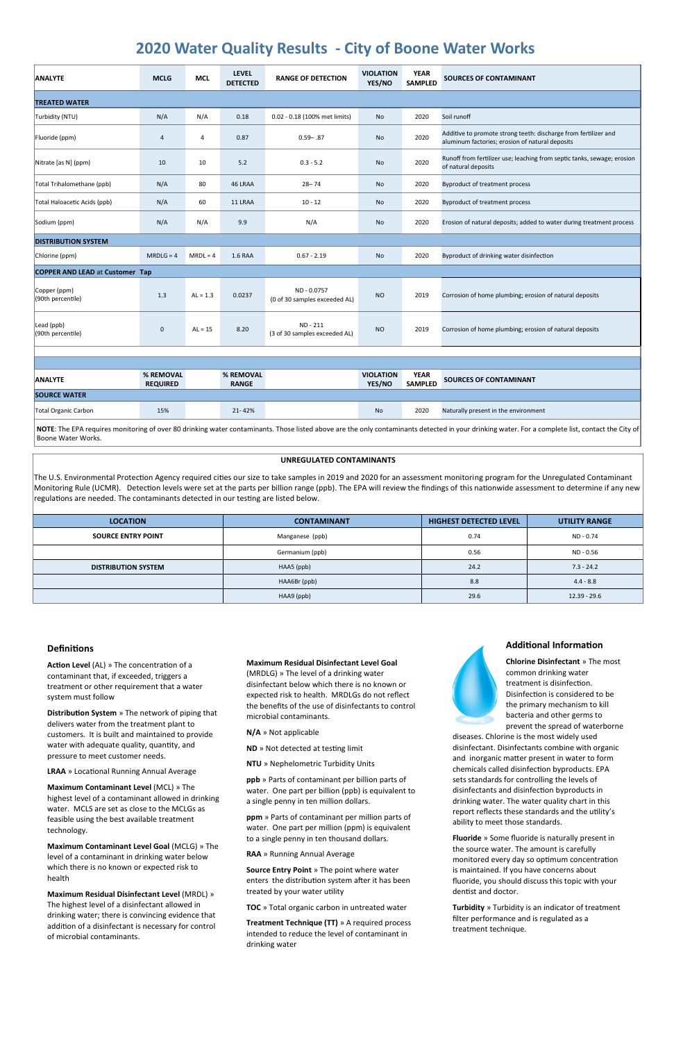# 2020 Water Quality Results - City of Boone Water Works

| ANALYTE | MCLG | MCL | LEVEL DETECTED | RANGE OF DETECTION | VIOLATION YES/NO | YEAR SAMPLED | SOURCES OF CONTAMINANT |
|---|---|---|---|---|---|---|---|
| **TREATED WATER** | | | | | | | |
| Turbidity (NTU) | N/A | N/A | 0.18 | 0.02 - 0.18 (100% met limits) | No | 2020 | Soil runoff |
| Fluoride (ppm) | 4 | 4 | 0.87 | 0.59– .87 | No | 2020 | Additive to promote strong teeth: discharge from fertilizer and aluminum factories; erosion of natural deposits |
| Nitrate [as N] (ppm) | 10 | 10 | 5.2 | 0.3 - 5.2 | No | 2020 | Runoff from fertilizer use; leaching from septic tanks, sewage; erosion of natural deposits |
| Total Trihalomethane (ppb) | N/A | 80 | 46 LRAA | 28– 74 | No | 2020 | Byproduct of treatment process |
| Total Haloacetic Acids (ppb) | N/A | 60 | 11 LRAA | 10 - 12 | No | 2020 | Byproduct of treatment process |
| Sodium (ppm) | N/A | N/A | 9.9 | N/A | No | 2020 | Erosion of natural deposits; added to water during treatment process |
| **DISTRIBUTION SYSTEM** | | | | | | | |
| Chlorine (ppm) | MRDLG = 4 | MRDL = 4 | 1.6 RAA | 0.67 - 2.19 | No | 2020 | Byproduct of drinking water disinfection |
| **COPPER AND LEAD at Customer Tap** | | | | | | | |
| Copper (ppm) (90th percentile) | 1.3 | AL = 1.3 | 0.0237 | ND - 0.0757 (0 of 30 samples exceeded AL) | NO | 2019 | Corrosion of home plumbing; erosion of natural deposits |
| Lead (ppb) (90th percentile) | 0 | AL = 15 | 8.20 | ND - 211 (3 of 30 samples exceeded AL) | NO | 2019 | Corrosion of home plumbing; erosion of natural deposits |
| | | | | | | | |
| **ANALYTE** | **% REMOVAL REQUIRED** | | **% REMOVAL RANGE** | | **VIOLATION YES/NO** | **YEAR SAMPLED** | **SOURCES OF CONTAMINANT** |
| **SOURCE WATER** | | | | | | | |
| Total Organic Carbon | 15% | | 21- 42% | | No | 2020 | Naturally present in the environment |

**NOTE**: The EPA requires monitoring of over 80 drinking water contaminants. Those listed above are the only contaminants detected in your drinking water. For a complete list, contact the City of Boone Water Works.

## UNREGULATED CONTAMINANTS

The U.S. Environmental Protection Agency required cities our size to take samples in 2019 and 2020 for an assessment monitoring program for the Unregulated Contaminant Monitoring Rule (UCMR). Detection levels were set at the parts per billion range (ppb). The EPA will review the findings of this nationwide assessment to determine if any new regulations are needed. The contaminants detected in our testing are listed below.

| LOCATION | CONTAMINANT | HIGHEST DETECTED LEVEL | UTILITY RANGE |
|---|---|---|---|
| **SOURCE ENTRY POINT** | Manganese (ppb) | 0.74 | ND - 0.74 |
| | Germanium (ppb) | 0.56 | ND - 0.56 |
| **DISTRIBUTION SYSTEM** | HAA5 (ppb) | 24.2 | 7.3 - 24.2 |
| | HAA6Br (ppb) | 8.8 | 4.4 - 8.8 |
| | HAA9 (ppb) | 29.6 | 12.39 - 29.6 |

## Definitions

**Action Level** (AL) » The concentration of a contaminant that, if exceeded, triggers a treatment or other requirement that a water system must follow

**Distribution System** » The network of piping that delivers water from the treatment plant to customers. It is built and maintained to provide water with adequate quality, quantity, and pressure to meet customer needs.

**LRAA** » Locational Running Annual Average

**Maximum Contaminant Level** (MCL) » The highest level of a contaminant allowed in drinking water. MCLS are set as close to the MCLGs as feasible using the best available treatment technology.

**Maximum Contaminant Level Goal** (MCLG) » The level of a contaminant in drinking water below which there is no known or expected risk to health

**Maximum Residual Disinfectant Level** (MRDL) » The highest level of a disinfectant allowed in drinking water; there is convincing evidence that addition of a disinfectant is necessary for control of microbial contaminants.

**Maximum Residual Disinfectant Level Goal** (MRDLG) » The level of a drinking water disinfectant below which there is no known or expected risk to health. MRDLGs do not reflect the benefits of the use of disinfectants to control microbial contaminants.

**N/A** » Not applicable

**ND** » Not detected at testing limit

**NTU** » Nephelometric Turbidity Units

**ppb** » Parts of contaminant per billion parts of water. One part per billion (ppb) is equivalent to a single penny in ten million dollars.

**ppm** » Parts of contaminant per million parts of water. One part per million (ppm) is equivalent to a single penny in ten thousand dollars.

**RAA** » Running Annual Average

**Source Entry Point** » The point where water enters the distribution system after it has been treated by your water utility

**TOC** » Total organic carbon in untreated water

**Treatment Technique (TT)** » A required process intended to reduce the level of contaminant in drinking water

## Additional Information

**Chlorine Disinfectant** » The most common drinking water treatment is disinfection. Disinfection is considered to be the primary mechanism to kill bacteria and other germs to prevent the spread of waterborne diseases. Chlorine is the most widely used disinfectant. Disinfectants combine with organic and inorganic matter present in water to form chemicals called disinfection byproducts. EPA sets standards for controlling the levels of disinfectants and disinfection byproducts in drinking water. The water quality chart in this report reflects these standards and the utility's ability to meet those standards.

**Fluoride** » Some fluoride is naturally present in the source water. The amount is carefully monitored every day so optimum concentration is maintained. If you have concerns about fluoride, you should discuss this topic with your dentist and doctor.

**Turbidity** » Turbidity is an indicator of treatment filter performance and is regulated as a treatment technique.